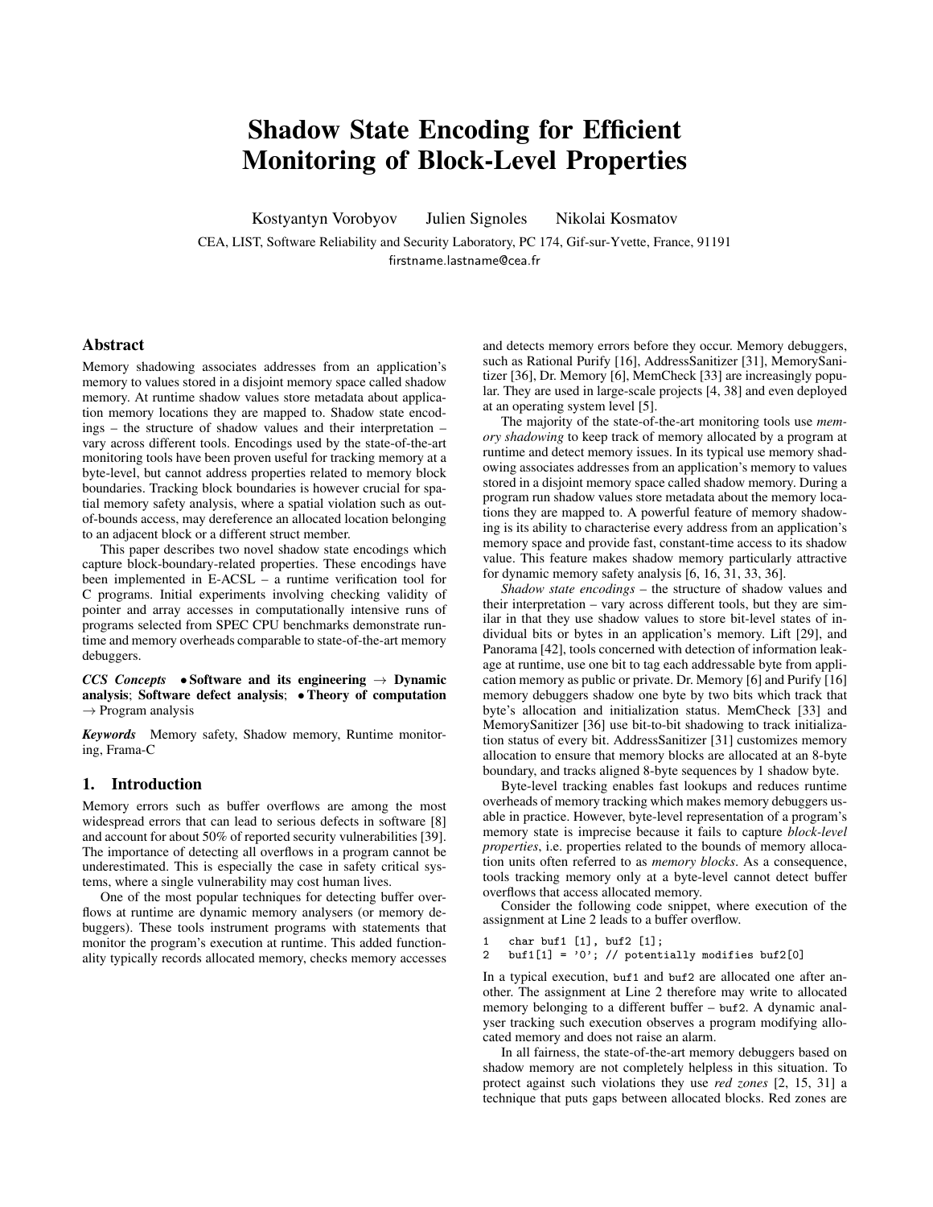// Shadow State Encoding for Efficient Monitoring of Block-Level Properties

Kostyantyn Vorobyov Julien Signoles Nikolai Kosmatov

CEA, LIST, Software Reliability and Security Laboratory, PC 174, Gif-sur-Yvette, France, 91191

firstname.lastname@cea.fr

## Abstract

Memory shadowing associates addresses from an application's memory to values stored in a disjoint memory space called shadow memory. At runtime shadow values store metadata about application memory locations they are mapped to. Shadow state encodings – the structure of shadow values and their interpretation – vary across different tools. Encodings used by the state-of-the-art monitoring tools have been proven useful for tracking memory at a byte-level, but cannot address properties related to memory block boundaries. Tracking block boundaries is however crucial for spatial memory safety analysis, where a spatial violation such as out-of-bounds access, may dereference an allocated location belonging to an adjacent block or a different struct member.

This paper describes two novel shadow state encodings which capture block-boundary-related properties. These encodings have been implemented in E-ACSL – a runtime verification tool for C programs. Initial experiments involving checking validity of pointer and array accesses in computationally intensive runs of programs selected from SPEC CPU benchmarks demonstrate runtime and memory overheads comparable to state-of-the-art memory debuggers.

***CCS Concepts*** • **Software and its engineering** → **Dynamic analysis**; **Software defect analysis**; • **Theory of computation** → Program analysis

***Keywords*** Memory safety, Shadow memory, Runtime monitoring, Frama-C

## 1. Introduction

Memory errors such as buffer overflows are among the most widespread errors that can lead to serious defects in software [8] and account for about 50% of reported security vulnerabilities [39]. The importance of detecting all overflows in a program cannot be underestimated. This is especially the case in safety critical systems, where a single vulnerability may cost human lives.

One of the most popular techniques for detecting buffer overflows at runtime are dynamic memory analysers (or memory debuggers). These tools instrument programs with statements that monitor the program's execution at runtime. This added functionality typically records allocated memory, checks memory accesses and detects memory errors before they occur. Memory debuggers, such as Rational Purify [16], AddressSanitizer [31], MemorySanitizer [36], Dr. Memory [6], MemCheck [33] are increasingly popular. They are used in large-scale projects [4, 38] and even deployed at an operating system level [5].

The majority of the state-of-the-art monitoring tools use *memory shadowing* to keep track of memory allocated by a program at runtime and detect memory issues. In its typical use memory shadowing associates addresses from an application's memory to values stored in a disjoint memory space called shadow memory. During a program run shadow values store metadata about the memory locations they are mapped to. A powerful feature of memory shadowing is its ability to characterise every address from an application's memory space and provide fast, constant-time access to its shadow value. This feature makes shadow memory particularly attractive for dynamic memory safety analysis [6, 16, 31, 33, 36].

*Shadow state encodings* – the structure of shadow values and their interpretation – vary across different tools, but they are similar in that they use shadow values to store bit-level states of individual bits or bytes in an application's memory. Lift [29], and Panorama [42], tools concerned with detection of information leakage at runtime, use one bit to tag each addressable byte from application memory as public or private. Dr. Memory [6] and Purify [16] memory debuggers shadow one byte by two bits which track that byte's allocation and initialization status. MemCheck [33] and MemorySanitizer [36] use bit-to-bit shadowing to track initialization status of every bit. AddressSanitizer [31] customizes memory allocation to ensure that memory blocks are allocated at an 8-byte boundary, and tracks aligned 8-byte sequences by 1 shadow byte.

Byte-level tracking enables fast lookups and reduces runtime overheads of memory tracking which makes memory debuggers usable in practice. However, byte-level representation of a program's memory state is imprecise because it fails to capture *block-level properties*, i.e. properties related to the bounds of memory allocation units often referred to as *memory blocks*. As a consequence, tools tracking memory only at a byte-level cannot detect buffer overflows that access allocated memory.

Consider the following code snippet, where execution of the assignment at Line 2 leads to a buffer overflow.

```
1   char buf1 [1], buf2 [1];
2   buf1[1] = '0'; // potentially modifies buf2[0]
```

In a typical execution, buf1 and buf2 are allocated one after another. The assignment at Line 2 therefore may write to allocated memory belonging to a different buffer – buf2. A dynamic analyser tracking such execution observes a program modifying allocated memory and does not raise an alarm.

In all fairness, the state-of-the-art memory debuggers based on shadow memory are not completely helpless in this situation. To protect against such violations they use *red zones* [2, 15, 31] a technique that puts gaps between allocated blocks. Red zones are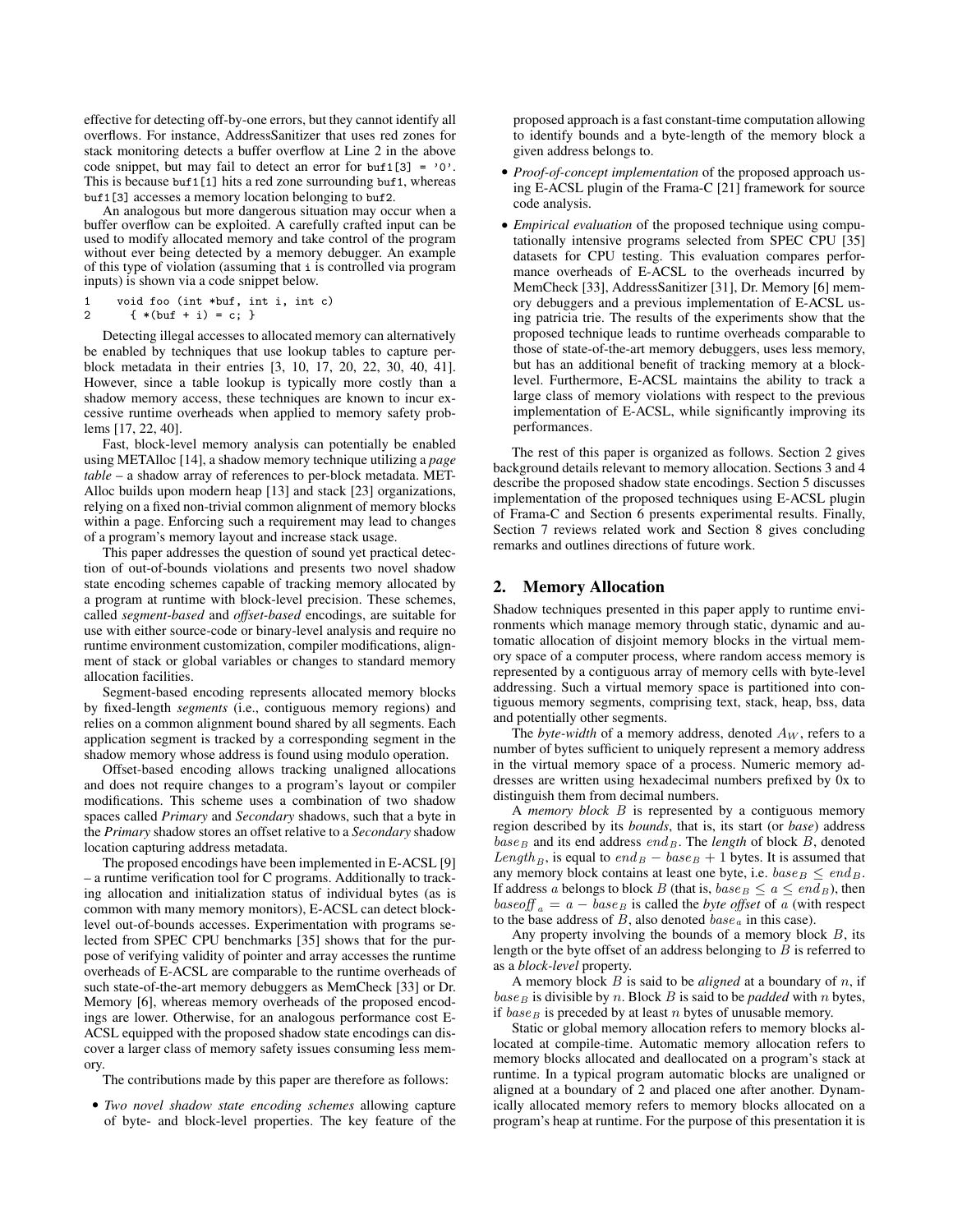effective for detecting off-by-one errors, but they cannot identify all overflows. For instance, AddressSanitizer that uses red zones for stack monitoring detects a buffer overflow at Line 2 in the above code snippet, but may fail to detect an error for `buf1[3] = '0'`. This is because `buf1[1]` hits a red zone surrounding `buf1`, whereas `buf1[3]` accesses a memory location belonging to `buf2`.

An analogous but more dangerous situation may occur when a buffer overflow can be exploited. A carefully crafted input can be used to modify allocated memory and take control of the program without ever being detected by a memory debugger. An example of this type of violation (assuming that `i` is controlled via program inputs) is shown via a code snippet below.

```
1    void foo (int *buf, int i, int c)
2      { *(buf + i) = c; }
```

Detecting illegal accesses to allocated memory can alternatively be enabled by techniques that use lookup tables to capture per-block metadata in their entries [3, 10, 17, 20, 22, 30, 40, 41]. However, since a table lookup is typically more costly than a shadow memory access, these techniques are known to incur excessive runtime overheads when applied to memory safety problems [17, 22, 40].

Fast, block-level memory analysis can potentially be enabled using METAlloc [14], a shadow memory technique utilizing a *page table* – a shadow array of references to per-block metadata. METAlloc builds upon modern heap [13] and stack [23] organizations, relying on a fixed non-trivial common alignment of memory blocks within a page. Enforcing such a requirement may lead to changes of a program's memory layout and increase stack usage.

This paper addresses the question of sound yet practical detection of out-of-bounds violations and presents two novel shadow state encoding schemes capable of tracking memory allocated by a program at runtime with block-level precision. These schemes, called *segment-based* and *offset-based* encodings, are suitable for use with either source-code or binary-level analysis and require no runtime environment customization, compiler modifications, alignment of stack or global variables or changes to standard memory allocation facilities.

Segment-based encoding represents allocated memory blocks by fixed-length *segments* (i.e., contiguous memory regions) and relies on a common alignment bound shared by all segments. Each application segment is tracked by a corresponding segment in the shadow memory whose address is found using modulo operation.

Offset-based encoding allows tracking unaligned allocations and does not require changes to a program's layout or compiler modifications. This scheme uses a combination of two shadow spaces called *Primary* and *Secondary* shadows, such that a byte in the *Primary* shadow stores an offset relative to a *Secondary* shadow location capturing address metadata.

The proposed encodings have been implemented in E-ACSL [9] – a runtime verification tool for C programs. Additionally to tracking allocation and initialization status of individual bytes (as is common with many memory monitors), E-ACSL can detect block-level out-of-bounds accesses. Experimentation with programs selected from SPEC CPU benchmarks [35] shows that for the purpose of verifying validity of pointer and array accesses the runtime overheads of E-ACSL are comparable to the runtime overheads of such state-of-the-art memory debuggers as MemCheck [33] or Dr. Memory [6], whereas memory overheads of the proposed encodings are lower. Otherwise, for an analogous performance cost E-ACSL equipped with the proposed shadow state encodings can discover a larger class of memory safety issues consuming less memory.

The contributions made by this paper are therefore as follows:

- *Two novel shadow state encoding schemes* allowing capture of byte- and block-level properties. The key feature of the proposed approach is a fast constant-time computation allowing to identify bounds and a byte-length of the memory block a given address belongs to.
- *Proof-of-concept implementation* of the proposed approach using E-ACSL plugin of the Frama-C [21] framework for source code analysis.
- *Empirical evaluation* of the proposed technique using computationally intensive programs selected from SPEC CPU [35] datasets for CPU testing. This evaluation compares performance overheads of E-ACSL to the overheads incurred by MemCheck [33], AddressSanitizer [31], Dr. Memory [6] memory debuggers and a previous implementation of E-ACSL using patricia trie. The results of the experiments show that the proposed technique leads to runtime overheads comparable to those of state-of-the-art memory debuggers, uses less memory, but has an additional benefit of tracking memory at a block-level. Furthermore, E-ACSL maintains the ability to track a large class of memory violations with respect to the previous implementation of E-ACSL, while significantly improving its performances.

The rest of this paper is organized as follows. Section 2 gives background details relevant to memory allocation. Sections 3 and 4 describe the proposed shadow state encodings. Section 5 discusses implementation of the proposed techniques using E-ACSL plugin of Frama-C and Section 6 presents experimental results. Finally, Section 7 reviews related work and Section 8 gives concluding remarks and outlines directions of future work.

## 2. Memory Allocation

Shadow techniques presented in this paper apply to runtime environments which manage memory through static, dynamic and automatic allocation of disjoint memory blocks in the virtual memory space of a computer process, where random access memory is represented by a contiguous array of memory cells with byte-level addressing. Such a virtual memory space is partitioned into contiguous memory segments, comprising text, stack, heap, bss, data and potentially other segments.

The *byte-width* of a memory address, denoted $A_W$, refers to a number of bytes sufficient to uniquely represent a memory address in the virtual memory space of a process. Numeric memory addresses are written using hexadecimal numbers prefixed by 0x to distinguish them from decimal numbers.

A *memory block* $B$ is represented by a contiguous memory region described by its *bounds*, that is, its start (or *base*) address $base_B$ and its end address $end_B$. The *length* of block $B$, denoted $Length_B$, is equal to $end_B - base_B + 1$ bytes. It is assumed that any memory block contains at least one byte, i.e. $base_B \leq end_B$. If address $a$ belongs to block $B$ (that is, $base_B \leq a \leq end_B$), then $baseoff_a = a - base_B$ is called the *byte offset* of $a$ (with respect to the base address of $B$, also denoted $base_a$ in this case).

Any property involving the bounds of a memory block $B$, its length or the byte offset of an address belonging to $B$ is referred to as a *block-level* property.

A memory block $B$ is said to be *aligned* at a boundary of $n$, if $base_B$ is divisible by $n$. Block $B$ is said to be *padded* with $n$ bytes, if $base_B$ is preceded by at least $n$ bytes of unusable memory.

Static or global memory allocation refers to memory blocks allocated at compile-time. Automatic memory allocation refers to memory blocks allocated and deallocated on a program's stack at runtime. In a typical program automatic blocks are unaligned or aligned at a boundary of 2 and placed one after another. Dynamically allocated memory refers to memory blocks allocated on a program's heap at runtime. For the purpose of this presentation it is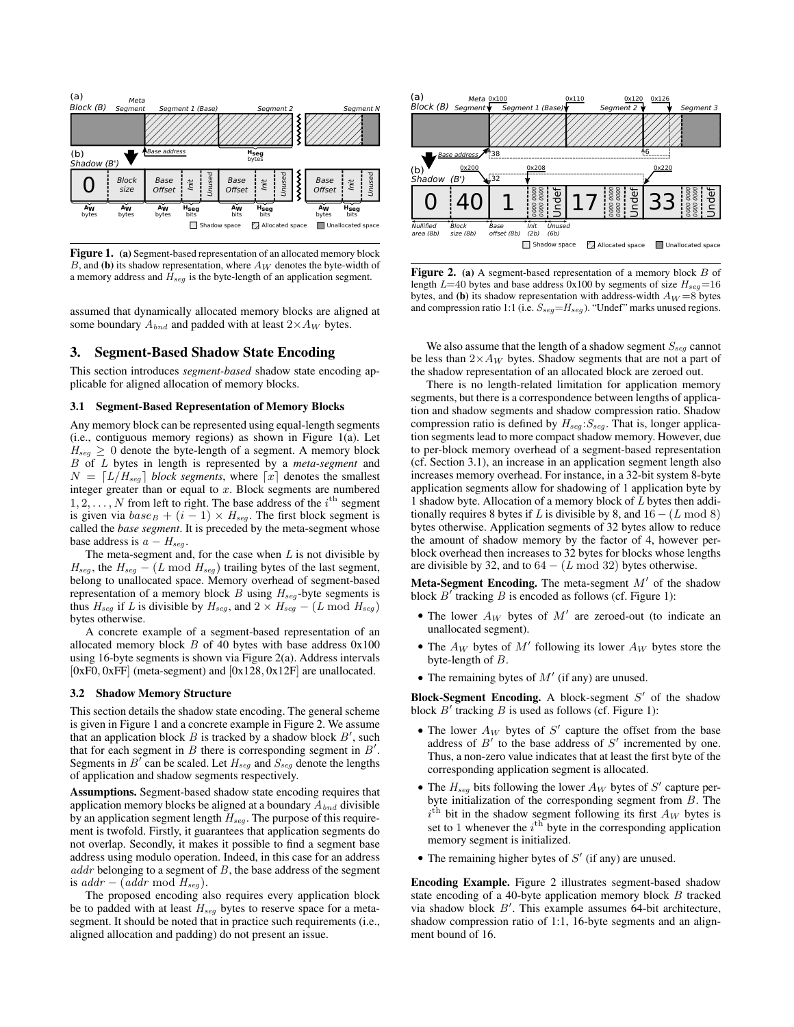**Figure 1.** **(a)** Segment-based representation of an allocated memory block $B$, and **(b)** its shadow representation, where $A_W$ denotes the byte-width of a memory address and $H_{seg}$ is the byte-length of an application segment.

assumed that dynamically allocated memory blocks are aligned at some boundary $A_{bnd}$ and padded with at least $2 \times A_W$ bytes.

## 3. Segment-Based Shadow State Encoding

This section introduces *segment-based* shadow state encoding applicable for aligned allocation of memory blocks.

### 3.1 Segment-Based Representation of Memory Blocks

Any memory block can be represented using equal-length segments (i.e., contiguous memory regions) as shown in Figure 1(a). Let $H_{seg} \geq 0$ denote the byte-length of a segment. A memory block $B$ of $L$ bytes in length is represented by a *meta-segment* and $N = \lceil L/H_{seg} \rceil$ *block segments*, where $\lceil x \rceil$ denotes the smallest integer greater than or equal to $x$. Block segments are numbered $1, 2, \ldots, N$ from left to right. The base address of the $i^{\text{th}}$ segment is given via $base_B + (i-1) \times H_{seg}$. The first block segment is called the *base segment*. It is preceded by the meta-segment whose base address is $a - H_{seg}$.

The meta-segment and, for the case when $L$ is not divisible by $H_{seg}$, the $H_{seg} - (L \bmod H_{seg})$ trailing bytes of the last segment, belong to unallocated space. Memory overhead of segment-based representation of a memory block $B$ using $H_{seg}$-byte segments is thus $H_{seg}$ if $L$ is divisible by $H_{seg}$, and $2 \times H_{seg} - (L \bmod H_{seg})$ bytes otherwise.

A concrete example of a segment-based representation of an allocated memory block $B$ of 40 bytes with base address 0x100 using 16-byte segments is shown via Figure 2(a). Address intervals [0xF0, 0xFF] (meta-segment) and [0x128, 0x12F] are unallocated.

### 3.2 Shadow Memory Structure

This section details the shadow state encoding. The general scheme is given in Figure 1 and a concrete example in Figure 2. We assume that an application block $B$ is tracked by a shadow block $B'$, such that for each segment in $B$ there is corresponding segment in $B'$. Segments in $B'$ can be scaled. Let $H_{seg}$ and $S_{seg}$ denote the lengths of application and shadow segments respectively.

**Assumptions.** Segment-based shadow state encoding requires that application memory blocks be aligned at a boundary $A_{bnd}$ divisible by an application segment length $H_{seg}$. The purpose of this requirement is twofold. Firstly, it guarantees that application segments do not overlap. Secondly, it makes it possible to find a segment base address using modulo operation. Indeed, in this case for an address $addr$ belonging to a segment of $B$, the base address of the segment is $addr - (addr \bmod H_{seg})$.

The proposed encoding also requires every application block be to padded with at least $H_{seg}$ bytes to reserve space for a meta-segment. It should be noted that in practice such requirements (i.e., aligned allocation and padding) do not present an issue.

**Figure 2.** **(a)** A segment-based representation of a memory block $B$ of length $L$=40 bytes and base address 0x100 by segments of size $H_{seg}$=16 bytes, and **(b)** its shadow representation with address-width $A_W$=8 bytes and compression ratio 1:1 (i.e. $S_{seg}$=$H_{seg}$). "Undef" marks unused regions.

We also assume that the length of a shadow segment $S_{seg}$ cannot be less than $2 \times A_W$ bytes. Shadow segments that are not a part of the shadow representation of an allocated block are zeroed out.

There is no length-related limitation for application memory segments, but there is a correspondence between lengths of application and shadow segments and shadow compression ratio. Shadow compression ratio is defined by $H_{seg}$:$S_{seg}$. That is, longer application segments lead to more compact shadow memory. However, due to per-block memory overhead of a segment-based representation (cf. Section 3.1), an increase in an application segment length also increases memory overhead. For instance, in a 32-bit system 8-byte application segments allow for shadowing of 1 application byte by 1 shadow byte. Allocation of a memory block of $L$ bytes then additionally requires 8 bytes if $L$ is divisible by 8, and $16 - (L \bmod 8)$ bytes otherwise. Application segments of 32 bytes allow to reduce the amount of shadow memory by the factor of 4, however per-block overhead then increases to 32 bytes for blocks whose lengths are divisible by 32, and to $64 - (L \bmod 32)$ bytes otherwise.

**Meta-Segment Encoding.** The meta-segment $M'$ of the shadow block $B'$ tracking $B$ is encoded as follows (cf. Figure 1):

- The lower $A_W$ bytes of $M'$ are zeroed-out (to indicate an unallocated segment).
- The $A_W$ bytes of $M'$ following its lower $A_W$ bytes store the byte-length of $B$.
- The remaining bytes of $M'$ (if any) are unused.

**Block-Segment Encoding.** A block-segment $S'$ of the shadow block $B'$ tracking $B$ is used as follows (cf. Figure 1):

- The lower $A_W$ bytes of $S'$ capture the offset from the base address of $B'$ to the base address of $S'$ incremented by one. Thus, a non-zero value indicates that at least the first byte of the corresponding application segment is allocated.
- The $H_{seg}$ bits following the lower $A_W$ bytes of $S'$ capture per-byte initialization of the corresponding segment from $B$. The $i^{\text{th}}$ bit in the shadow segment following its first $A_W$ bytes is set to 1 whenever the $i^{\text{th}}$ byte in the corresponding application memory segment is initialized.
- The remaining higher bytes of $S'$ (if any) are unused.

**Encoding Example.** Figure 2 illustrates segment-based shadow state encoding of a 40-byte application memory block $B$ tracked via shadow block $B'$. This example assumes 64-bit architecture, shadow compression ratio of 1:1, 16-byte segments and an alignment bound of 16.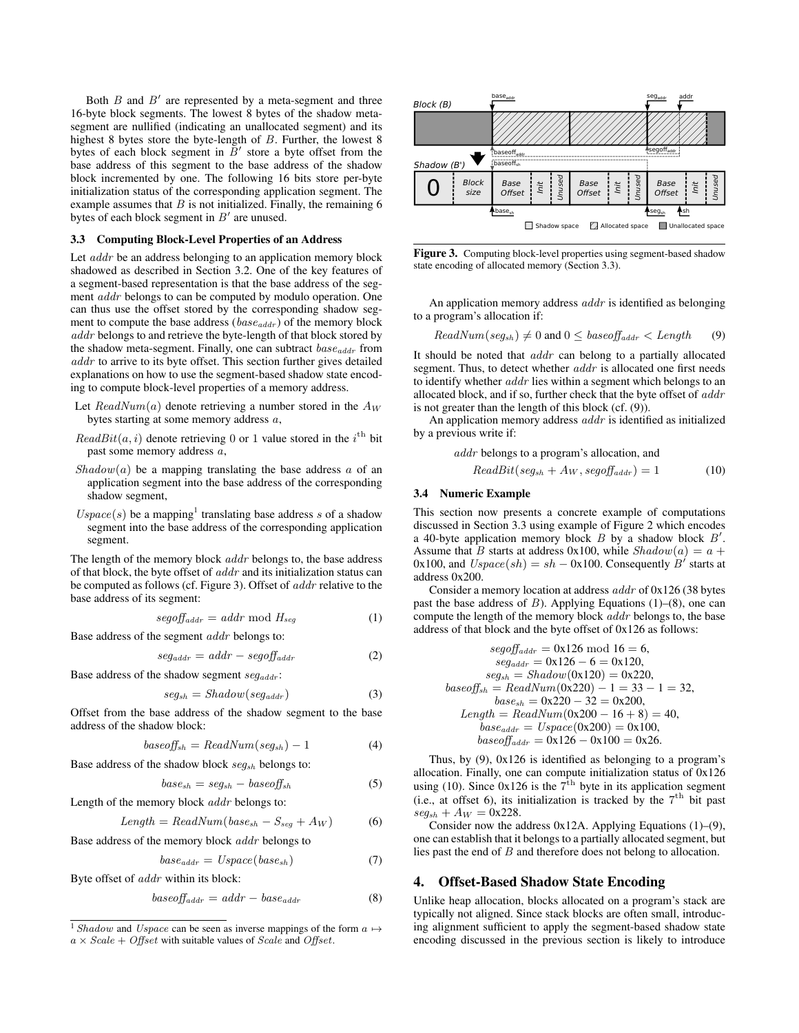Both $B$ and $B'$ are represented by a meta-segment and three 16-byte block segments. The lowest 8 bytes of the shadow meta-segment are nullified (indicating an unallocated segment) and its highest 8 bytes store the byte-length of $B$. Further, the lowest 8 bytes of each block segment in $B'$ store a byte offset from the base address of this segment to the base address of the shadow block incremented by one. The following 16 bits store per-byte initialization status of the corresponding application segment. The example assumes that $B$ is not initialized. Finally, the remaining 6 bytes of each block segment in $B'$ are unused.

### 3.3 Computing Block-Level Properties of an Address

Let $addr$ be an address belonging to an application memory block shadowed as described in Section 3.2. One of the key features of a segment-based representation is that the base address of the segment $addr$ belongs to can be computed by modulo operation. One can thus use the offset stored by the corresponding shadow segment to compute the base address ($base_{addr}$) of the memory block $addr$ belongs to and retrieve the byte-length of that block stored by the shadow meta-segment. Finally, one can subtract $base_{addr}$ from $addr$ to arrive to its byte offset. This section further gives detailed explanations on how to use the segment-based shadow state encoding to compute block-level properties of a memory address.

- Let $ReadNum(a)$ denote retrieving a number stored in the $A_W$ bytes starting at some memory address $a$,
- $ReadBit(a, i)$ denote retrieving 0 or 1 value stored in the $i^{\text{th}}$ bit past some memory address $a$,
- $Shadow(a)$ be a mapping translating the base address $a$ of an application segment into the base address of the corresponding shadow segment,
- $Uspace(s)$ be a mapping[1] translating base address $s$ of a shadow segment into the base address of the corresponding application segment.

The length of the memory block $addr$ belongs to, the base address of that block, the byte offset of $addr$ and its initialization status can be computed as follows (cf. Figure 3). Offset of $addr$ relative to the base address of its segment:

$$segoff_{addr} = addr \bmod H_{seg} \tag{1}$$

Base address of the segment $addr$ belongs to:

$$seg_{addr} = addr - segoff_{addr} \tag{2}$$

Base address of the shadow segment $seg_{addr}$:

$$seg_{sh} = Shadow(seg_{addr}) \tag{3}$$

Offset from the base address of the shadow segment to the base address of the shadow block:

$$baseoff_{sh} = ReadNum(seg_{sh}) - 1 \tag{4}$$

Base address of the shadow block $seg_{sh}$ belongs to:

$$base_{sh} = seg_{sh} - baseoff_{sh} \tag{5}$$

Length of the memory block $addr$ belongs to:

$$Length = ReadNum(base_{sh} - S_{seg} + A_W) \tag{6}$$

Base address of the memory block $addr$ belongs to

$$base_{addr} = Uspace(base_{sh}) \tag{7}$$

Byte offset of $addr$ within its block:

$$baseoff_{addr} = addr - base_{addr} \tag{8}$$

[1] $Shadow$ and $Uspace$ can be seen as inverse mappings of the form $a \mapsto a \times Scale + Offset$ with suitable values of $Scale$ and $Offset$.

Figure 3. Computing block-level properties using segment-based shadow state encoding of allocated memory (Section 3.3).

An application memory address $addr$ is identified as belonging to a program's allocation if:

$$ReadNum(seg_{sh}) \neq 0 \text{ and } 0 \leq baseoff_{addr} < Length \tag{9}$$

It should be noted that $addr$ can belong to a partially allocated segment. Thus, to detect whether $addr$ is allocated one first needs to identify whether $addr$ lies within a segment which belongs to an allocated block, and if so, further check that the byte offset of $addr$ is not greater than the length of this block (cf. (9)).

An application memory address $addr$ is identified as initialized by a previous write if:

$$\begin{gathered} addr \text{ belongs to a program's allocation, and} \\ ReadBit(seg_{sh} + A_W, segoff_{addr}) = 1 \end{gathered} \tag{10}$$

### 3.4 Numeric Example

This section now presents a concrete example of computations discussed in Section 3.3 using example of Figure 2 which encodes a 40-byte application memory block $B$ by a shadow block $B'$. Assume that $B$ starts at address 0x100, while $Shadow(a) = a +$ 0x100, and $Uspace(sh) = sh -$ 0x100. Consequently $B'$ starts at address 0x200.

Consider a memory location at address $addr$ of 0x126 (38 bytes past the base address of $B$). Applying Equations (1)–(8), one can compute the length of the memory block $addr$ belongs to, the base address of that block and the byte offset of 0x126 as follows:

$$\begin{gathered}
segoff_{addr} = \text{0x126} \bmod 16 = 6, \\
seg_{addr} = \text{0x126} - 6 = \text{0x120}, \\
seg_{sh} = Shadow(\text{0x120}) = \text{0x220}, \\
baseoff_{sh} = ReadNum(\text{0x220}) - 1 = 33 - 1 = 32, \\
base_{sh} = \text{0x220} - 32 = \text{0x200}, \\
Length = ReadNum(\text{0x200} - 16 + 8) = 40, \\
base_{addr} = Uspace(\text{0x200}) = \text{0x100}, \\
baseoff_{addr} = \text{0x126} - \text{0x100} = \text{0x26}.
\end{gathered}$$

Thus, by (9), 0x126 is identified as belonging to a program's allocation. Finally, one can compute initialization status of 0x126 using (10). Since 0x126 is the $7^{\text{th}}$ byte in its application segment (i.e., at offset 6), its initialization is tracked by the $7^{\text{th}}$ bit past $seg_{sh} + A_W =$ 0x228.

Consider now the address 0x12A. Applying Equations (1)–(9), one can establish that it belongs to a partially allocated segment, but lies past the end of $B$ and therefore does not belong to allocation.

## 4. Offset-Based Shadow State Encoding

Unlike heap allocation, blocks allocated on a program's stack are typically not aligned. Since stack blocks are often small, introducing alignment sufficient to apply the segment-based shadow state encoding discussed in the previous section is likely to introduce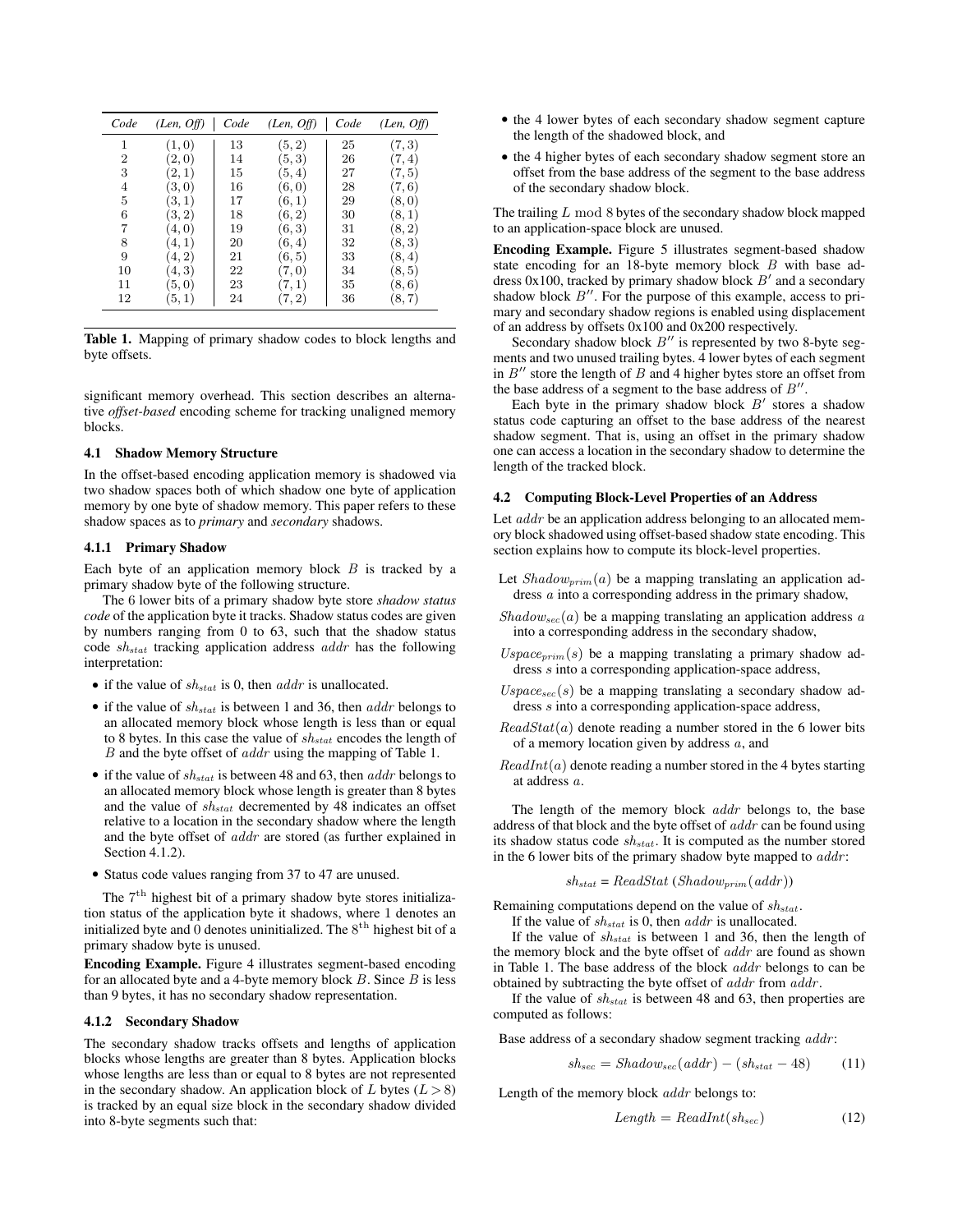| Code | (Len, Off) | Code | (Len, Off) | Code | (Len, Off) |
|---|---|---|---|---|---|
| 1 | $(1, 0)$ | 13 | $(5, 2)$ | 25 | $(7, 3)$ |
| 2 | $(2, 0)$ | 14 | $(5, 3)$ | 26 | $(7, 4)$ |
| 3 | $(2, 1)$ | 15 | $(5, 4)$ | 27 | $(7, 5)$ |
| 4 | $(3, 0)$ | 16 | $(6, 0)$ | 28 | $(7, 6)$ |
| 5 | $(3, 1)$ | 17 | $(6, 1)$ | 29 | $(8, 0)$ |
| 6 | $(3, 2)$ | 18 | $(6, 2)$ | 30 | $(8, 1)$ |
| 7 | $(4, 0)$ | 19 | $(6, 3)$ | 31 | $(8, 2)$ |
| 8 | $(4, 1)$ | 20 | $(6, 4)$ | 32 | $(8, 3)$ |
| 9 | $(4, 2)$ | 21 | $(6, 5)$ | 33 | $(8, 4)$ |
| 10 | $(4, 3)$ | 22 | $(7, 0)$ | 34 | $(8, 5)$ |
| 11 | $(5, 0)$ | 23 | $(7, 1)$ | 35 | $(8, 6)$ |
| 12 | $(5, 1)$ | 24 | $(7, 2)$ | 36 | $(8, 7)$ |

**Table 1.** Mapping of primary shadow codes to block lengths and byte offsets.

significant memory overhead. This section describes an alternative *offset-based* encoding scheme for tracking unaligned memory blocks.

### 4.1 Shadow Memory Structure

In the offset-based encoding application memory is shadowed via two shadow spaces both of which shadow one byte of application memory by one byte of shadow memory. This paper refers to these shadow spaces as to *primary* and *secondary* shadows.

#### 4.1.1 Primary Shadow

Each byte of an application memory block $B$ is tracked by a primary shadow byte of the following structure.

The 6 lower bits of a primary shadow byte store *shadow status code* of the application byte it tracks. Shadow status codes are given by numbers ranging from 0 to 63, such that the shadow status code $sh_{stat}$ tracking application address $addr$ has the following interpretation:

- if the value of $sh_{stat}$ is 0, then $addr$ is unallocated.
- if the value of $sh_{stat}$ is between 1 and 36, then $addr$ belongs to an allocated memory block whose length is less than or equal to 8 bytes. In this case the value of $sh_{stat}$ encodes the length of $B$ and the byte offset of $addr$ using the mapping of Table 1.
- if the value of $sh_{stat}$ is between 48 and 63, then $addr$ belongs to an allocated memory block whose length is greater than 8 bytes and the value of $sh_{stat}$ decremented by 48 indicates an offset relative to a location in the secondary shadow where the length and the byte offset of $addr$ are stored (as further explained in Section 4.1.2).
- Status code values ranging from 37 to 47 are unused.

The $7^{\text{th}}$ highest bit of a primary shadow byte stores initialization status of the application byte it shadows, where 1 denotes an initialized byte and 0 denotes uninitialized. The $8^{\text{th}}$ highest bit of a primary shadow byte is unused.

**Encoding Example.** Figure 4 illustrates segment-based encoding for an allocated byte and a 4-byte memory block $B$. Since $B$ is less than 9 bytes, it has no secondary shadow representation.

#### 4.1.2 Secondary Shadow

The secondary shadow tracks offsets and lengths of application blocks whose lengths are greater than 8 bytes. Application blocks whose lengths are less than or equal to 8 bytes are not represented in the secondary shadow. An application block of $L$ bytes ($L > 8$) is tracked by an equal size block in the secondary shadow divided into 8-byte segments such that:

- the 4 lower bytes of each secondary shadow segment capture the length of the shadowed block, and
- the 4 higher bytes of each secondary shadow segment store an offset from the base address of the segment to the base address of the secondary shadow block.

The trailing $L \bmod 8$ bytes of the secondary shadow block mapped to an application-space block are unused.

**Encoding Example.** Figure 5 illustrates segment-based shadow state encoding for an 18-byte memory block $B$ with base address 0x100, tracked by primary shadow block $B'$ and a secondary shadow block $B''$. For the purpose of this example, access to primary and secondary shadow regions is enabled using displacement of an address by offsets 0x100 and 0x200 respectively.

Secondary shadow block $B''$ is represented by two 8-byte segments and two unused trailing bytes. 4 lower bytes of each segment in $B''$ store the length of $B$ and 4 higher bytes store an offset from the base address of a segment to the base address of $B''$.

Each byte in the primary shadow block $B'$ stores a shadow status code capturing an offset to the base address of the nearest shadow segment. That is, using an offset in the primary shadow one can access a location in the secondary shadow to determine the length of the tracked block.

### 4.2 Computing Block-Level Properties of an Address

Let $addr$ be an application address belonging to an allocated memory block shadowed using offset-based shadow state encoding. This section explains how to compute its block-level properties.

Let $Shadow_{prim}(a)$ be a mapping translating an application address $a$ into a corresponding address in the primary shadow,

$Shadow_{sec}(a)$ be a mapping translating an application address $a$ into a corresponding address in the secondary shadow,

$Uspace_{prim}(s)$ be a mapping translating a primary shadow address $s$ into a corresponding application-space address,

$Uspace_{sec}(s)$ be a mapping translating a secondary shadow address $s$ into a corresponding application-space address,

$ReadStat(a)$ denote reading a number stored in the 6 lower bits of a memory location given by address $a$, and

$ReadInt(a)$ denote reading a number stored in the 4 bytes starting at address $a$.

The length of the memory block $addr$ belongs to, the base address of that block and the byte offset of $addr$ can be found using its shadow status code $sh_{stat}$. It is computed as the number stored in the 6 lower bits of the primary shadow byte mapped to $addr$:

$$sh_{stat} = ReadStat\ (Shadow_{prim}(addr))$$

Remaining computations depend on the value of $sh_{stat}$.

If the value of $sh_{stat}$ is 0, then $addr$ is unallocated.

If the value of $sh_{stat}$ is between 1 and 36, then the length of the memory block and the byte offset of $addr$ are found as shown in Table 1. The base address of the block $addr$ belongs to can be obtained by subtracting the byte offset of $addr$ from $addr$.

If the value of $sh_{stat}$ is between 48 and 63, then properties are computed as follows:

Base address of a secondary shadow segment tracking $addr$:

$$sh_{sec} = Shadow_{sec}(addr) - (sh_{stat} - 48) \qquad (11)$$

Length of the memory block $addr$ belongs to:

$$Length = ReadInt(sh_{sec}) \qquad (12)$$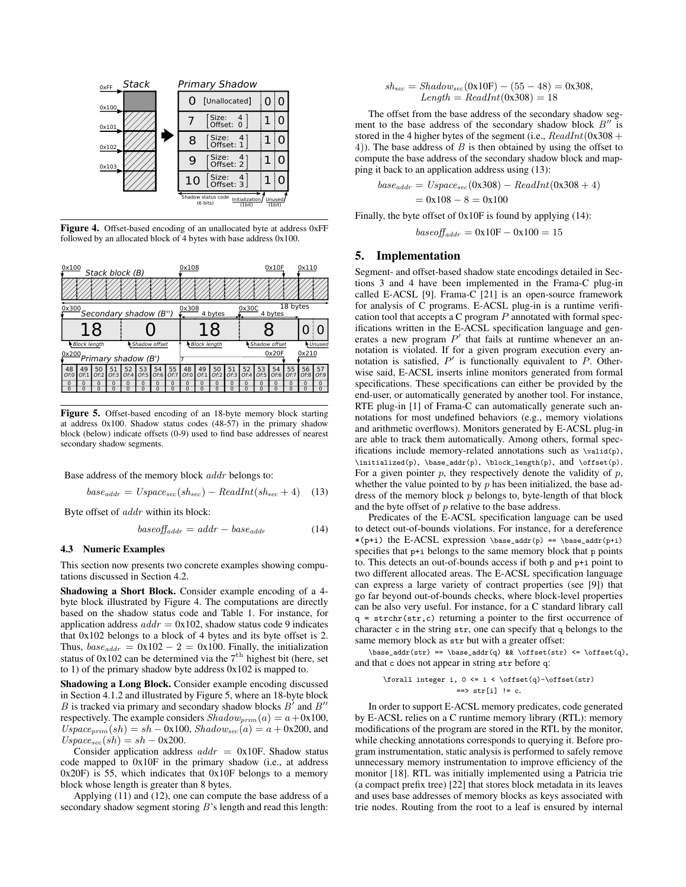Stack

Primary Shadow

0xFF

0x100

0x101

0x102

0x103

0 [Unallocated] 0 0

7 [Size: 4, Offset: 0] 1 0

8 [Size: 4, Offset: 1] 1 0

9 [Size: 4, Offset: 2] 1 0

10 [Size: 4, Offset: 3] 1 0

Shadow status code (6 bits)

Initialization (1bit)

Unused (1bit)

**Figure 4.** Offset-based encoding of an unallocated byte at address 0xFF followed by an allocated block of 4 bytes with base address 0x100.

0x100 Stack block (B) 0x108 0x10F 0x110

0x300 Secondary shadow (B'') 0x308 4 bytes 0x30C 4 bytes 18 bytes

18 0 18 8 0 0

Block length Shadow offset Block length Shadow offset Unused

0x200 Primary shadow (B') 0x20F 0x210

48 Of:0 49 Of:1 50 Of:2 51 Of:3 52 Of:4 53 Of:5 54 Of:6 55 Of:7 48 Of:0 49 Of:1 50 Of:2 51 Of:3 52 Of:4 53 Of:5 54 Of:6 55 Of:7 56 Of:8 57 Of:9

**Figure 5.** Offset-based encoding of an 18-byte memory block starting at address 0x100. Shadow status codes (48-57) in the primary shadow block (below) indicate offsets (0-9) used to find base addresses of nearest secondary shadow segments.

Base address of the memory block $addr$ belongs to:

$$base_{addr} = Uspace_{sec}(sh_{sec}) - ReadInt(sh_{sec} + 4) \quad (13)$$

Byte offset of $addr$ within its block:

$$baseoff_{addr} = addr - base_{addr} \quad (14)$$

### 4.3 Numeric Examples

This section now presents two concrete examples showing computations discussed in Section 4.2.

**Shadowing a Short Block.** Consider example encoding of a 4-byte block illustrated by Figure 4. The computations are directly based on the shadow status code and Table 1. For instance, for application address $addr = 0x102$, shadow status code 9 indicates that 0x102 belongs to a block of 4 bytes and its byte offset is 2. Thus, $base_{addr} = 0x102 - 2 = 0x100$. Finally, the initialization status of 0x102 can be determined via the $7^{\text{th}}$ highest bit (here, set to 1) of the primary shadow byte address 0x102 is mapped to.

**Shadowing a Long Block.** Consider example encoding discussed in Section 4.1.2 and illustrated by Figure 5, where an 18-byte block $B$ is tracked via primary and secondary shadow blocks $B'$ and $B''$ respectively. The example considers $Shadow_{prim}(a) = a + 0x100$, $Uspace_{prim}(sh) = sh - 0x100$, $Shadow_{sec}(a) = a + 0x200$, and $Uspace_{sec}(sh) = sh - 0x200$.

Consider application address $addr = 0x10F$. Shadow status code mapped to 0x10F in the primary shadow (i.e., at address 0x20F) is 55, which indicates that 0x10F belongs to a memory block whose length is greater than 8 bytes.

Applying (11) and (12), one can compute the base address of a secondary shadow segment storing $B$'s length and read this length:

$$sh_{sec} = Shadow_{sec}(0x10F) - (55 - 48) = 0x308,$$
$$Length = ReadInt(0x308) = 18$$

The offset from the base address of the secondary shadow segment to the base address of the secondary shadow block $B''$ is stored in the 4 higher bytes of the segment (i.e., $ReadInt(0x308 + 4)$). The base address of $B$ is then obtained by using the offset to compute the base address of the secondary shadow block and mapping it back to an application address using (13):

$$base_{addr} = Uspace_{sec}(0x308) - ReadInt(0x308 + 4)$$
$$= 0x108 - 8 = 0x100$$

Finally, the byte offset of 0x10F is found by applying (14):

$$baseoff_{addr} = 0x10F - 0x100 = 15$$

## 5. Implementation

Segment- and offset-based shadow state encodings detailed in Sections 3 and 4 have been implemented in the Frama-C plug-in called E-ACSL [9]. Frama-C [21] is an open-source framework for analysis of C programs. E-ACSL plug-in is a runtime verification tool that accepts a C program $P$ annotated with formal specifications written in the E-ACSL specification language and generates a new program $P'$ that fails at runtime whenever an annotation is violated. If for a given program execution every annotation is satisfied, $P'$ is functionally equivalent to $P$. Otherwise said, E-ACSL inserts inline monitors generated from formal specifications. These specifications can either be provided by the end-user, or automatically generated by another tool. For instance, RTE plug-in [1] of Frama-C can automatically generate such annotations for most undefined behaviors (e.g., memory violations and arithmetic overflows). Monitors generated by E-ACSL plug-in are able to track them automatically. Among others, formal specifications include memory-related annotations such as `\valid(p)`, `\initialized(p)`, `\base_addr(p)`, `\block_length(p)`, and `\offset(p)`. For a given pointer $p$, they respectively denote the validity of $p$, whether the value pointed to by $p$ has been initialized, the base address of the memory block $p$ belongs to, byte-length of that block and the byte offset of $p$ relative to the base address.

Predicates of the E-ACSL specification language can be used to detect out-of-bounds violations. For instance, for a dereference `*(p+i)` the E-ACSL expression `\base_addr(p) == \base_addr(p+i)` specifies that `p+i` belongs to the same memory block that `p` points to. This detects an out-of-bounds access if both `p` and `p+i` point to two different allocated areas. The E-ACSL specification language can express a large variety of contract properties (see [9]) that go far beyond out-of-bounds checks, where block-level properties can be also very useful. For instance, for a C standard library call `q = strchr(str,c)` returning a pointer to the first occurrence of character `c` in the string `str`, one can specify that `q` belongs to the same memory block as `str` but with a greater offset:

`\base_addr(str) == \base_addr(q) && \offset(str) <= \offset(q)`,

and that `c` does not appear in string `str` before `q`:

```
\forall integer i, 0 <= i < \offset(q)-\offset(str)
                ==> str[i] != c.
```

In order to support E-ACSL memory predicates, code generated by E-ACSL relies on a C runtime memory library (RTL): memory modifications of the program are stored in the RTL by the monitor, while checking annotations corresponds to querying it. Before program instrumentation, static analysis is performed to safely remove unnecessary memory instrumentation to improve efficiency of the monitor [18]. RTL was initially implemented using a Patricia trie (a compact prefix tree) [22] that stores block metadata in its leaves and uses base addresses of memory blocks as keys associated with trie nodes. Routing from the root to a leaf is ensured by internal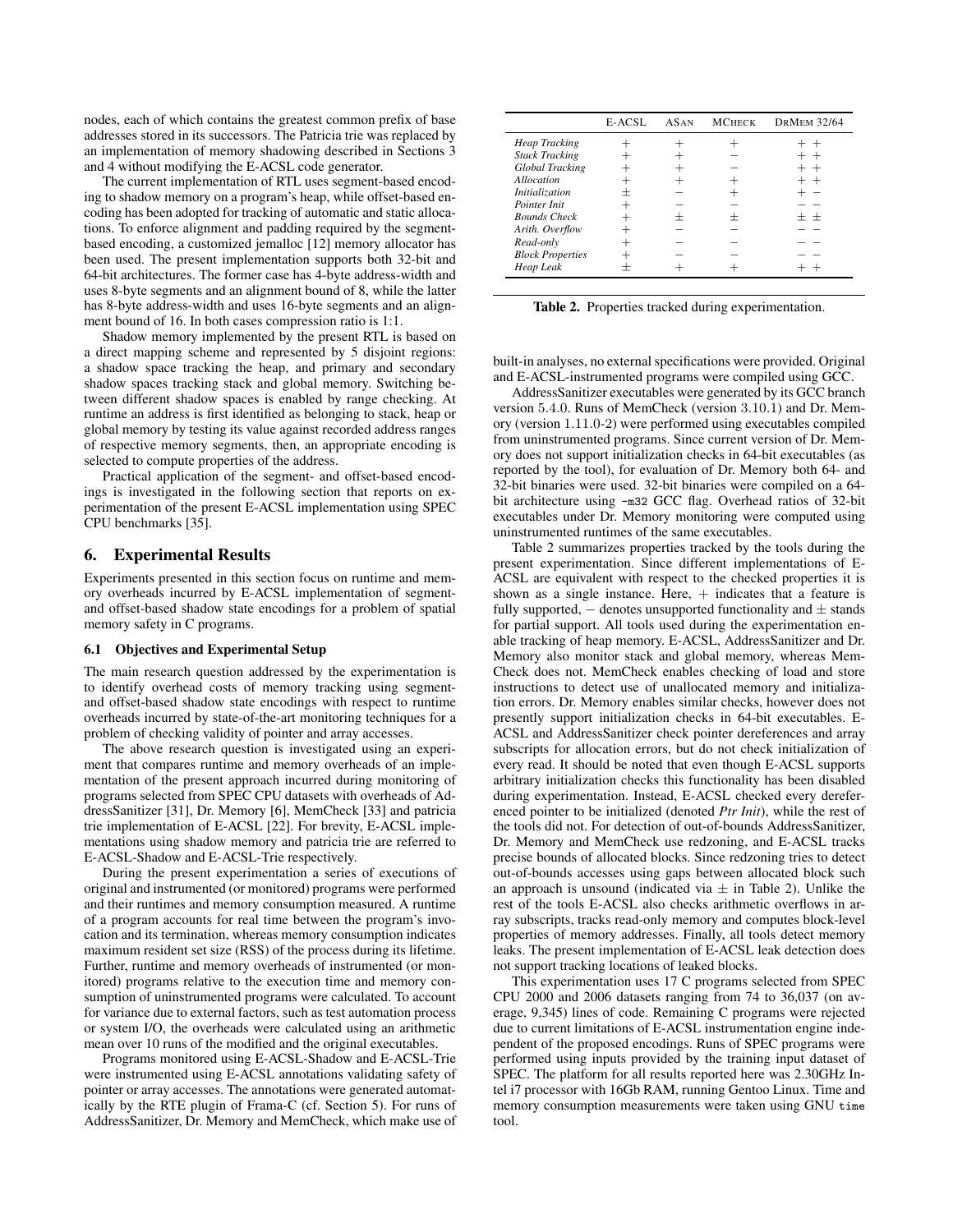nodes, each of which contains the greatest common prefix of base addresses stored in its successors. The Patricia trie was replaced by an implementation of memory shadowing described in Sections 3 and 4 without modifying the E-ACSL code generator.

The current implementation of RTL uses segment-based encoding to shadow memory on a program's heap, while offset-based encoding has been adopted for tracking of automatic and static allocations. To enforce alignment and padding required by the segment-based encoding, a customized jemalloc [12] memory allocator has been used. The present implementation supports both 32-bit and 64-bit architectures. The former case has 4-byte address-width and uses 8-byte segments and an alignment bound of 8, while the latter has 8-byte address-width and uses 16-byte segments and an alignment bound of 16. In both cases compression ratio is 1:1.

Shadow memory implemented by the present RTL is based on a direct mapping scheme and represented by 5 disjoint regions: a shadow space tracking the heap, and primary and secondary shadow spaces tracking stack and global memory. Switching between different shadow spaces is enabled by range checking. At runtime an address is first identified as belonging to stack, heap or global memory by testing its value against recorded address ranges of respective memory segments, then, an appropriate encoding is selected to compute properties of the address.

Practical application of the segment- and offset-based encodings is investigated in the following section that reports on experimentation of the present E-ACSL implementation using SPEC CPU benchmarks [35].

## 6. Experimental Results

Experiments presented in this section focus on runtime and memory overheads incurred by E-ACSL implementation of segment- and offset-based shadow state encodings for a problem of spatial memory safety in C programs.

### 6.1 Objectives and Experimental Setup

The main research question addressed by the experimentation is to identify overhead costs of memory tracking using segment- and offset-based shadow state encodings with respect to runtime overheads incurred by state-of-the-art monitoring techniques for a problem of checking validity of pointer and array accesses.

The above research question is investigated using an experiment that compares runtime and memory overheads of an implementation of the present approach incurred during monitoring of programs selected from SPEC CPU datasets with overheads of AddressSanitizer [31], Dr. Memory [6], MemCheck [33] and patricia trie implementation of E-ACSL [22]. For brevity, E-ACSL implementations using shadow memory and patricia trie are referred to E-ACSL-Shadow and E-ACSL-Trie respectively.

During the present experimentation a series of executions of original and instrumented (or monitored) programs were performed and their runtimes and memory consumption measured. A runtime of a program accounts for real time between the program's invocation and its termination, whereas memory consumption indicates maximum resident set size (RSS) of the process during its lifetime. Further, runtime and memory overheads of instrumented (or monitored) programs relative to the execution time and memory consumption of uninstrumented programs were calculated. To account for variance due to external factors, such as test automation process or system I/O, the overheads were calculated using an arithmetic mean over 10 runs of the modified and the original executables.

Programs monitored using E-ACSL-Shadow and E-ACSL-Trie were instrumented using E-ACSL annotations validating safety of pointer or array accesses. The annotations were generated automatically by the RTE plugin of Frama-C (cf. Section 5). For runs of AddressSanitizer, Dr. Memory and MemCheck, which make use of built-in analyses, no external specifications were provided. Original and E-ACSL-instrumented programs were compiled using GCC.

|  | E-ACSL | ASAN | MCHECK | DRMEM 32/64 |
|---|---|---|---|---|
| *Heap Tracking* | $+$ | $+$ | $+$ | $+$ $+$ |
| *Stack Tracking* | $+$ | $+$ | $-$ | $+$ $+$ |
| *Global Tracking* | $+$ | $+$ | $-$ | $+$ $+$ |
| *Allocation* | $+$ | $+$ | $+$ | $+$ $+$ |
| *Initialization* | $\pm$ | $-$ | $+$ | $+$ $-$ |
| *Pointer Init* | $+$ | $-$ | $-$ | $-$ $-$ |
| *Bounds Check* | $+$ | $\pm$ | $\pm$ | $\pm$ $\pm$ |
| *Arith. Overflow* | $+$ | $-$ | $-$ | $-$ $-$ |
| *Read-only* | $+$ | $-$ | $-$ | $-$ $-$ |
| *Block Properties* | $+$ | $-$ | $-$ | $-$ $-$ |
| *Heap Leak* | $\pm$ | $+$ | $+$ | $+$ $+$ |

**Table 2.** Properties tracked during experimentation.

AddressSanitizer executables were generated by its GCC branch version 5.4.0. Runs of MemCheck (version 3.10.1) and Dr. Memory (version 1.11.0-2) were performed using executables compiled from uninstrumented programs. Since current version of Dr. Memory does not support initialization checks in 64-bit executables (as reported by the tool), for evaluation of Dr. Memory both 64- and 32-bit binaries were used. 32-bit binaries were compiled on a 64-bit architecture using `-m32` GCC flag. Overhead ratios of 32-bit executables under Dr. Memory monitoring were computed using uninstrumented runtimes of the same executables.

Table 2 summarizes properties tracked by the tools during the present experimentation. Since different implementations of E-ACSL are equivalent with respect to the checked properties it is shown as a single instance. Here, $+$ indicates that a feature is fully supported, $-$ denotes unsupported functionality and $\pm$ stands for partial support. All tools used during the experimentation enable tracking of heap memory. E-ACSL, AddressSanitizer and Dr. Memory also monitor stack and global memory, whereas MemCheck does not. MemCheck enables checking of load and store instructions to detect use of unallocated memory and initialization errors. Dr. Memory enables similar checks, however does not presently support initialization checks in 64-bit executables. E-ACSL and AddressSanitizer check pointer dereferences and array subscripts for allocation errors, but do not check initialization of every read. It should be noted that even though E-ACSL supports arbitrary initialization checks this functionality has been disabled during experimentation. Instead, E-ACSL checked every dereferenced pointer to be initialized (denoted *Ptr Init*), while the rest of the tools did not. For detection of out-of-bounds AddressSanitizer, Dr. Memory and MemCheck use redzoning, and E-ACSL tracks precise bounds of allocated blocks. Since redzoning tries to detect out-of-bounds accesses using gaps between allocated block such an approach is unsound (indicated via $\pm$ in Table 2). Unlike the rest of the tools E-ACSL also checks arithmetic overflows in array subscripts, tracks read-only memory and computes block-level properties of memory addresses. Finally, all tools detect memory leaks. The present implementation of E-ACSL leak detection does not support tracking locations of leaked blocks.

This experimentation uses 17 C programs selected from SPEC CPU 2000 and 2006 datasets ranging from 74 to 36,037 (on average, 9,345) lines of code. Remaining C programs were rejected due to current limitations of E-ACSL instrumentation engine independent of the proposed encodings. Runs of SPEC programs were performed using inputs provided by the training input dataset of SPEC. The platform for all results reported here was 2.30GHz Intel i7 processor with 16Gb RAM, running Gentoo Linux. Time and memory consumption measurements were taken using GNU `time` tool.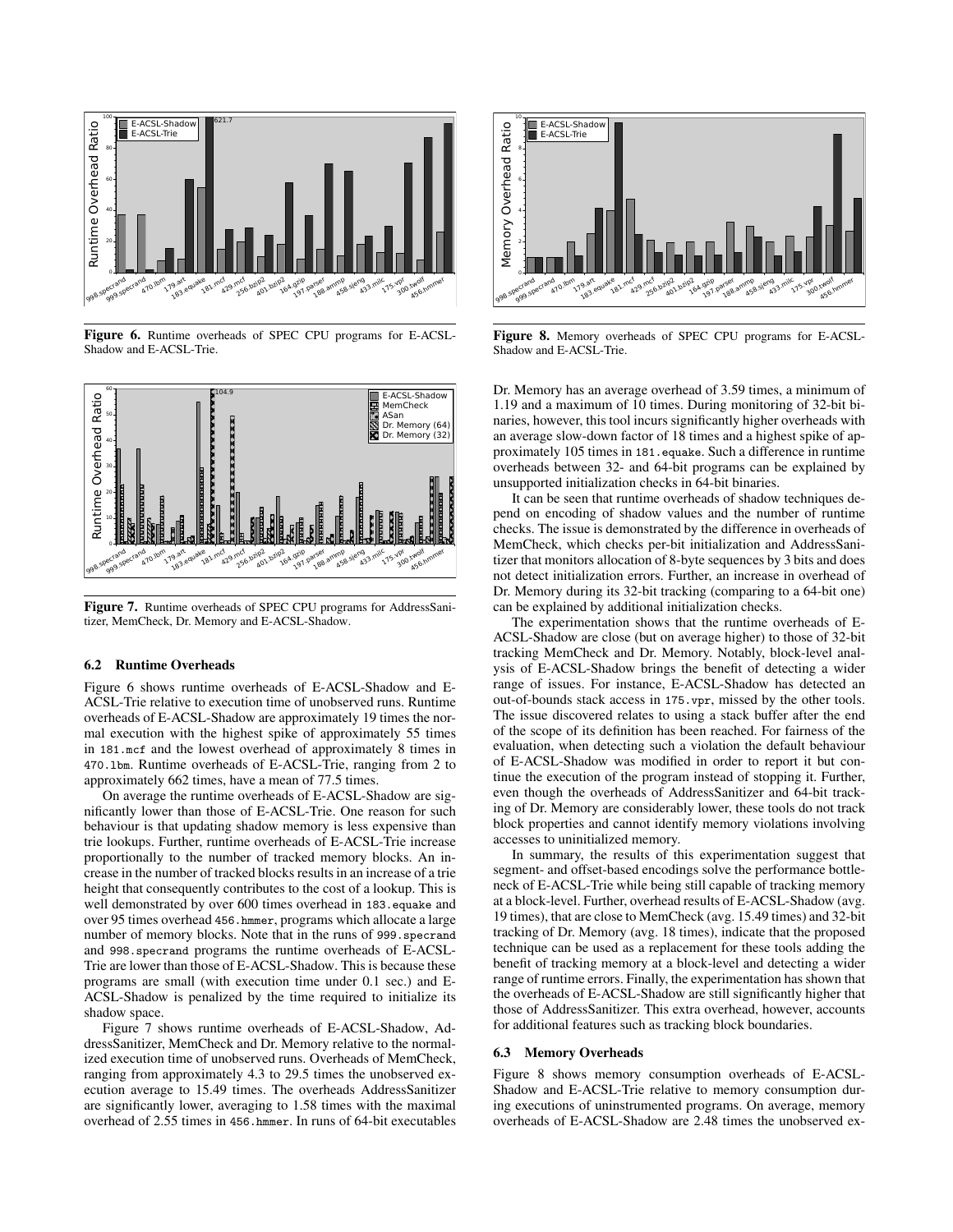Figure 6. Runtime overheads of SPEC CPU programs for E-ACSL-Shadow and E-ACSL-Trie.

Figure 7. Runtime overheads of SPEC CPU programs for AddressSanitizer, MemCheck, Dr. Memory and E-ACSL-Shadow.

### 6.2 Runtime Overheads

Figure 6 shows runtime overheads of E-ACSL-Shadow and E-ACSL-Trie relative to execution time of unobserved runs. Runtime overheads of E-ACSL-Shadow are approximately 19 times the normal execution with the highest spike of approximately 55 times in `181.mcf` and the lowest overhead of approximately 8 times in `470.lbm`. Runtime overheads of E-ACSL-Trie, ranging from 2 to approximately 662 times, have a mean of 77.5 times.

On average the runtime overheads of E-ACSL-Shadow are significantly lower than those of E-ACSL-Trie. One reason for such behaviour is that updating shadow memory is less expensive than trie lookups. Further, runtime overheads of E-ACSL-Trie increase proportionally to the number of tracked memory blocks. An increase in the number of tracked blocks results in an increase of a trie height that consequently contributes to the cost of a lookup. This is well demonstrated by over 600 times overhead in `183.equake` and over 95 times overhead `456.hmmer`, programs which allocate a large number of memory blocks. Note that in the runs of `999.specrand` and `998.specrand` programs the runtime overheads of E-ACSL-Trie are lower than those of E-ACSL-Shadow. This is because these programs are small (with execution time under 0.1 sec.) and E-ACSL-Shadow is penalized by the time required to initialize its shadow space.

Figure 7 shows runtime overheads of E-ACSL-Shadow, AddressSanitizer, MemCheck and Dr. Memory relative to the normalized execution time of unobserved runs. Overheads of MemCheck, ranging from approximately 4.3 to 29.5 times the unobserved execution average to 15.49 times. The overheads AddressSanitizer are significantly lower, averaging to 1.58 times with the maximal overhead of 2.55 times in `456.hmmer`. In runs of 64-bit executables Dr. Memory has an average overhead of 3.59 times, a minimum of 1.19 and a maximum of 10 times. During monitoring of 32-bit binaries, however, this tool incurs significantly higher overheads with an average slow-down factor of 18 times and a highest spike of approximately 105 times in `181.equake`. Such a difference in runtime overheads between 32- and 64-bit programs can be explained by unsupported initialization checks in 64-bit binaries.

It can be seen that runtime overheads of shadow techniques depend on encoding of shadow values and the number of runtime checks. The issue is demonstrated by the difference in overheads of MemCheck, which checks per-bit initialization and AddressSanitizer that monitors allocation of 8-byte sequences by 3 bits and does not detect initialization errors. Further, an increase in overhead of Dr. Memory during its 32-bit tracking (comparing to a 64-bit one) can be explained by additional initialization checks.

The experimentation shows that the runtime overheads of E-ACSL-Shadow are close (but on average higher) to those of 32-bit tracking MemCheck and Dr. Memory. Notably, block-level analysis of E-ACSL-Shadow brings the benefit of detecting a wider range of issues. For instance, E-ACSL-Shadow has detected an out-of-bounds stack access in `175.vpr`, missed by the other tools. The issue discovered relates to using a stack buffer after the end of the scope of its definition has been reached. For fairness of the evaluation, when detecting such a violation the default behaviour of E-ACSL-Shadow was modified in order to report it but continue the execution of the program instead of stopping it. Further, even though the overheads of AddressSanitizer and 64-bit tracking of Dr. Memory are considerably lower, these tools do not track block properties and cannot identify memory violations involving accesses to uninitialized memory.

In summary, the results of this experimentation suggest that segment- and offset-based encodings solve the performance bottleneck of E-ACSL-Trie while being still capable of tracking memory at a block-level. Further, overhead results of E-ACSL-Shadow (avg. 19 times), that are close to MemCheck (avg. 15.49 times) and 32-bit tracking of Dr. Memory (avg. 18 times), indicate that the proposed technique can be used as a replacement for these tools adding the benefit of tracking memory at a block-level and detecting a wider range of runtime errors. Finally, the experimentation has shown that the overheads of E-ACSL-Shadow are still significantly higher that those of AddressSanitizer. This extra overhead, however, accounts for additional features such as tracking block boundaries.

Figure 8. Memory overheads of SPEC CPU programs for E-ACSL-Shadow and E-ACSL-Trie.

### 6.3 Memory Overheads

Figure 8 shows memory consumption overheads of E-ACSL-Shadow and E-ACSL-Trie relative to memory consumption during executions of uninstrumented programs. On average, memory overheads of E-ACSL-Shadow are 2.48 times the unobserved ex-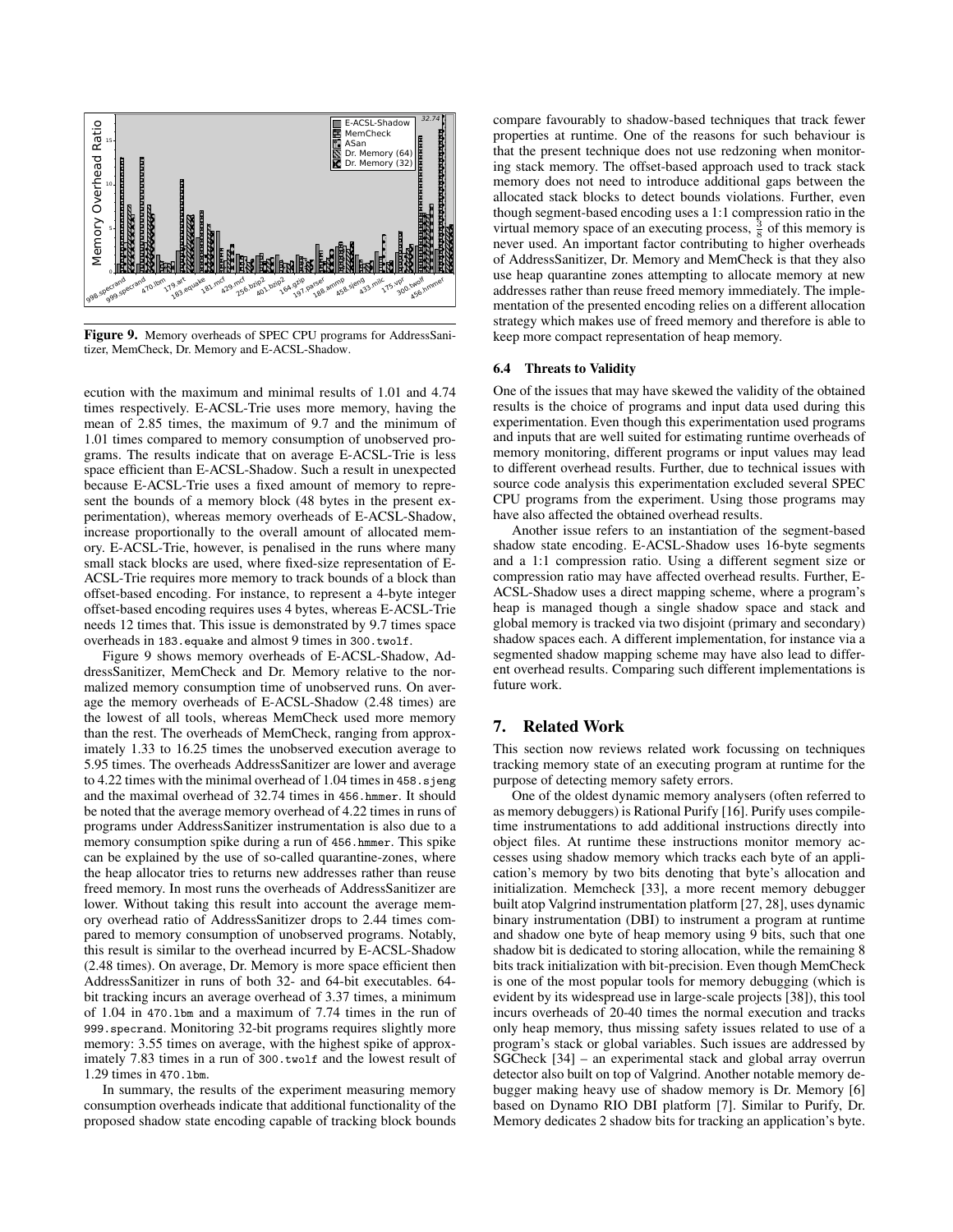Figure 9. Memory overheads of SPEC CPU programs for AddressSanitizer, MemCheck, Dr. Memory and E-ACSL-Shadow.

ecution with the maximum and minimal results of 1.01 and 4.74 times respectively. E-ACSL-Trie uses more memory, having the mean of 2.85 times, the maximum of 9.7 and the minimum of 1.01 times compared to memory consumption of unobserved programs. The results indicate that on average E-ACSL-Trie is less space efficient than E-ACSL-Shadow. Such a result in unexpected because E-ACSL-Trie uses a fixed amount of memory to represent the bounds of a memory block (48 bytes in the present experimentation), whereas memory overheads of E-ACSL-Shadow, increase proportionally to the overall amount of allocated memory. E-ACSL-Trie, however, is penalised in the runs where many small stack blocks are used, where fixed-size representation of E-ACSL-Trie requires more memory to track bounds of a block than offset-based encoding. For instance, to represent a 4-byte integer offset-based encoding requires uses 4 bytes, whereas E-ACSL-Trie needs 12 times that. This issue is demonstrated by 9.7 times space overheads in `183.equake` and almost 9 times in `300.twolf`.

Figure 9 shows memory overheads of E-ACSL-Shadow, AddressSanitizer, MemCheck and Dr. Memory relative to the normalized memory consumption time of unobserved runs. On average the memory overheads of E-ACSL-Shadow (2.48 times) are the lowest of all tools, whereas MemCheck used more memory than the rest. The overheads of MemCheck, ranging from approximately 1.33 to 16.25 times the unobserved execution average to 5.95 times. The overheads AddressSanitizer are lower and average to 4.22 times with the minimal overhead of 1.04 times in `458.sjeng` and the maximal overhead of 32.74 times in `456.hmmer`. It should be noted that the average memory overhead of 4.22 times in runs of programs under AddressSanitizer instrumentation is also due to a memory consumption spike during a run of `456.hmmer`. This spike can be explained by the use of so-called quarantine-zones, where the heap allocator tries to returns new addresses rather than reuse freed memory. In most runs the overheads of AddressSanitizer are lower. Without taking this result into account the average memory overhead ratio of AddressSanitizer drops to 2.44 times compared to memory consumption of unobserved programs. Notably, this result is similar to the overhead incurred by E-ACSL-Shadow (2.48 times). On average, Dr. Memory is more space efficient then AddressSanitizer in runs of both 32- and 64-bit executables. 64-bit tracking incurs an average overhead of 3.37 times, a minimum of 1.04 in `470.lbm` and a maximum of 7.74 times in the run of `999.specrand`. Monitoring 32-bit programs requires slightly more memory: 3.55 times on average, with the highest spike of approximately 7.83 times in a run of `300.twolf` and the lowest result of 1.29 times in `470.lbm`.

In summary, the results of the experiment measuring memory consumption overheads indicate that additional functionality of the proposed shadow state encoding capable of tracking block bounds compare favourably to shadow-based techniques that track fewer properties at runtime. One of the reasons for such behaviour is that the present technique does not use redzoning when monitoring stack memory. The offset-based approach used to track stack memory does not need to introduce additional gaps between the allocated stack blocks to detect bounds violations. Further, even though segment-based encoding uses a 1:1 compression ratio in the virtual memory space of an executing process, $\frac{3}{8}$ of this memory is never used. An important factor contributing to higher overheads of AddressSanitizer, Dr. Memory and MemCheck is that they also use heap quarantine zones attempting to allocate memory at new addresses rather than reuse freed memory immediately. The implementation of the presented encoding relies on a different allocation strategy which makes use of freed memory and therefore is able to keep more compact representation of heap memory.

### 6.4 Threats to Validity

One of the issues that may have skewed the validity of the obtained results is the choice of programs and input data used during this experimentation. Even though this experimentation used programs and inputs that are well suited for estimating runtime overheads of memory monitoring, different programs or input values may lead to different overhead results. Further, due to technical issues with source code analysis this experimentation excluded several SPEC CPU programs from the experiment. Using those programs may have also affected the obtained overhead results.

Another issue refers to an instantiation of the segment-based shadow state encoding. E-ACSL-Shadow uses 16-byte segments and a 1:1 compression ratio. Using a different segment size or compression ratio may have affected overhead results. Further, E-ACSL-Shadow uses a direct mapping scheme, where a program's heap is managed though a single shadow space and stack and global memory is tracked via two disjoint (primary and secondary) shadow spaces each. A different implementation, for instance via a segmented shadow mapping scheme may have also lead to different overhead results. Comparing such different implementations is future work.

## 7. Related Work

This section now reviews related work focussing on techniques tracking memory state of an executing program at runtime for the purpose of detecting memory safety errors.

One of the oldest dynamic memory analysers (often referred to as memory debuggers) is Rational Purify [16]. Purify uses compile-time instrumentations to add additional instructions directly into object files. At runtime these instructions monitor memory accesses using shadow memory which tracks each byte of an application's memory by two bits denoting that byte's allocation and initialization. Memcheck [33], a more recent memory debugger built atop Valgrind instrumentation platform [27, 28], uses dynamic binary instrumentation (DBI) to instrument a program at runtime and shadow one byte of heap memory using 9 bits, such that one shadow bit is dedicated to storing allocation, while the remaining 8 bits track initialization with bit-precision. Even though MemCheck is one of the most popular tools for memory debugging (which is evident by its widespread use in large-scale projects [38]), this tool incurs overheads of 20-40 times the normal execution and tracks only heap memory, thus missing safety issues related to use of a program's stack or global variables. Such issues are addressed by SGCheck [34] – an experimental stack and global array overrun detector also built on top of Valgrind. Another notable memory debugger making heavy use of shadow memory is Dr. Memory [6] based on Dynamo RIO DBI platform [7]. Similar to Purify, Dr. Memory dedicates 2 shadow bits for tracking an application's byte.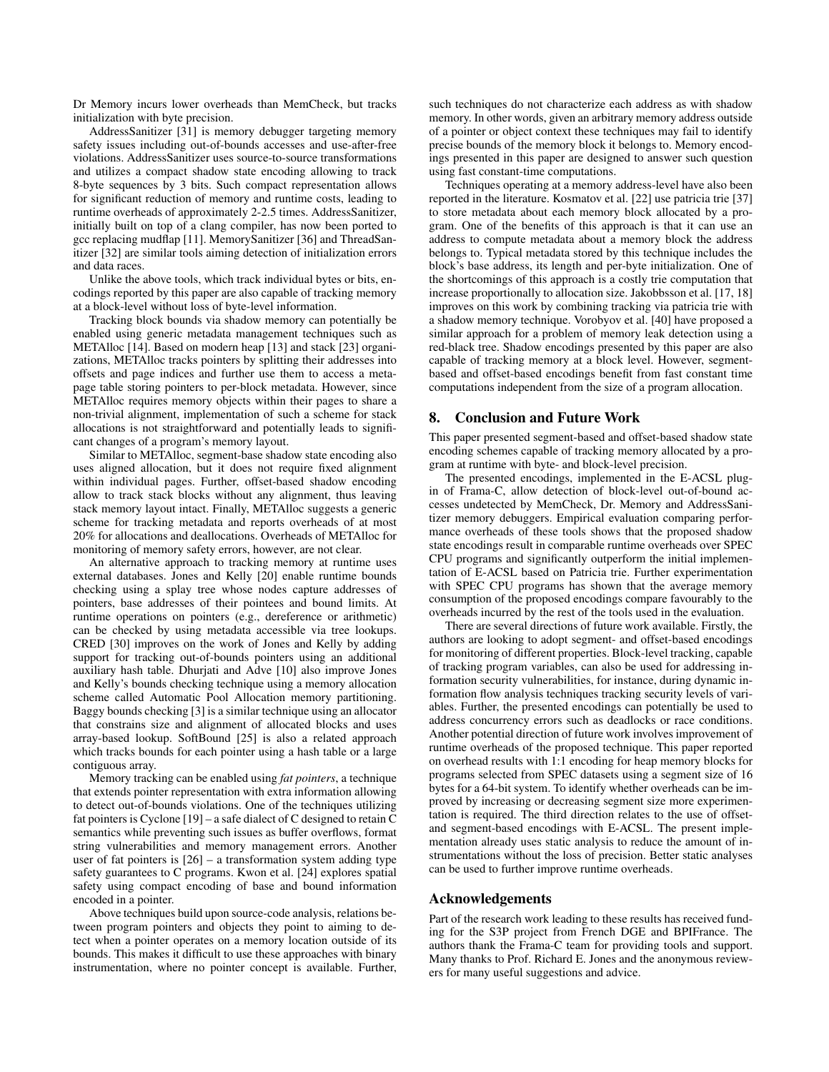Dr Memory incurs lower overheads than MemCheck, but tracks initialization with byte precision.

AddressSanitizer [31] is memory debugger targeting memory safety issues including out-of-bounds accesses and use-after-free violations. AddressSanitizer uses source-to-source transformations and utilizes a compact shadow state encoding allowing to track 8-byte sequences by 3 bits. Such compact representation allows for significant reduction of memory and runtime costs, leading to runtime overheads of approximately 2-2.5 times. AddressSanitizer, initially built on top of a clang compiler, has now been ported to gcc replacing mudflap [11]. MemorySanitizer [36] and ThreadSanitizer [32] are similar tools aiming detection of initialization errors and data races.

Unlike the above tools, which track individual bytes or bits, encodings reported by this paper are also capable of tracking memory at a block-level without loss of byte-level information.

Tracking block bounds via shadow memory can potentially be enabled using generic metadata management techniques such as METAlloc [14]. Based on modern heap [13] and stack [23] organizations, METAlloc tracks pointers by splitting their addresses into offsets and page indices and further use them to access a metapage table storing pointers to per-block metadata. However, since METAlloc requires memory objects within their pages to share a non-trivial alignment, implementation of such a scheme for stack allocations is not straightforward and potentially leads to significant changes of a program's memory layout.

Similar to METAlloc, segment-base shadow state encoding also uses aligned allocation, but it does not require fixed alignment within individual pages. Further, offset-based shadow encoding allow to track stack blocks without any alignment, thus leaving stack memory layout intact. Finally, METAlloc suggests a generic scheme for tracking metadata and reports overheads of at most 20% for allocations and deallocations. Overheads of METAlloc for monitoring of memory safety errors, however, are not clear.

An alternative approach to tracking memory at runtime uses external databases. Jones and Kelly [20] enable runtime bounds checking using a splay tree whose nodes capture addresses of pointers, base addresses of their pointees and bound limits. At runtime operations on pointers (e.g., dereference or arithmetic) can be checked by using metadata accessible via tree lookups. CRED [30] improves on the work of Jones and Kelly by adding support for tracking out-of-bounds pointers using an additional auxiliary hash table. Dhurjati and Adve [10] also improve Jones and Kelly's bounds checking technique using a memory allocation scheme called Automatic Pool Allocation memory partitioning. Baggy bounds checking [3] is a similar technique using an allocator that constrains size and alignment of allocated blocks and uses array-based lookup. SoftBound [25] is also a related approach which tracks bounds for each pointer using a hash table or a large contiguous array.

Memory tracking can be enabled using *fat pointers*, a technique that extends pointer representation with extra information allowing to detect out-of-bounds violations. One of the techniques utilizing fat pointers is Cyclone [19] – a safe dialect of C designed to retain C semantics while preventing such issues as buffer overflows, format string vulnerabilities and memory management errors. Another user of fat pointers is [26] – a transformation system adding type safety guarantees to C programs. Kwon et al. [24] explores spatial safety using compact encoding of base and bound information encoded in a pointer.

Above techniques build upon source-code analysis, relations between program pointers and objects they point to aiming to detect when a pointer operates on a memory location outside of its bounds. This makes it difficult to use these approaches with binary instrumentation, where no pointer concept is available. Further, such techniques do not characterize each address as with shadow memory. In other words, given an arbitrary memory address outside of a pointer or object context these techniques may fail to identify precise bounds of the memory block it belongs to. Memory encodings presented in this paper are designed to answer such question using fast constant-time computations.

Techniques operating at a memory address-level have also been reported in the literature. Kosmatov et al. [22] use patricia trie [37] to store metadata about each memory block allocated by a program. One of the benefits of this approach is that it can use an address to compute metadata about a memory block the address belongs to. Typical metadata stored by this technique includes the block's base address, its length and per-byte initialization. One of the shortcomings of this approach is a costly trie computation that increase proportionally to allocation size. Jakobbsson et al. [17, 18] improves on this work by combining tracking via patricia trie with a shadow memory technique. Vorobyov et al. [40] have proposed a similar approach for a problem of memory leak detection using a red-black tree. Shadow encodings presented by this paper are also capable of tracking memory at a block level. However, segment-based and offset-based encodings benefit from fast constant time computations independent from the size of a program allocation.

## 8. Conclusion and Future Work

This paper presented segment-based and offset-based shadow state encoding schemes capable of tracking memory allocated by a program at runtime with byte- and block-level precision.

The presented encodings, implemented in the E-ACSL plug-in of Frama-C, allow detection of block-level out-of-bound accesses undetected by MemCheck, Dr. Memory and AddressSanitizer memory debuggers. Empirical evaluation comparing performance overheads of these tools shows that the proposed shadow state encodings result in comparable runtime overheads over SPEC CPU programs and significantly outperform the initial implementation of E-ACSL based on Patricia trie. Further experimentation with SPEC CPU programs has shown that the average memory consumption of the proposed encodings compare favourably to the overheads incurred by the rest of the tools used in the evaluation.

There are several directions of future work available. Firstly, the authors are looking to adopt segment- and offset-based encodings for monitoring of different properties. Block-level tracking, capable of tracking program variables, can also be used for addressing information security vulnerabilities, for instance, during dynamic information flow analysis techniques tracking security levels of variables. Further, the presented encodings can potentially be used to address concurrency errors such as deadlocks or race conditions. Another potential direction of future work involves improvement of runtime overheads of the proposed technique. This paper reported on overhead results with 1:1 encoding for heap memory blocks for programs selected from SPEC datasets using a segment size of 16 bytes for a 64-bit system. To identify whether overheads can be improved by increasing or decreasing segment size more experimentation is required. The third direction relates to the use of offset- and segment-based encodings with E-ACSL. The present implementation already uses static analysis to reduce the amount of instrumentations without the loss of precision. Better static analyses can be used to further improve runtime overheads.

## Acknowledgements

Part of the research work leading to these results has received funding for the S3P project from French DGE and BPIFrance. The authors thank the Frama-C team for providing tools and support. Many thanks to Prof. Richard E. Jones and the anonymous reviewers for many useful suggestions and advice.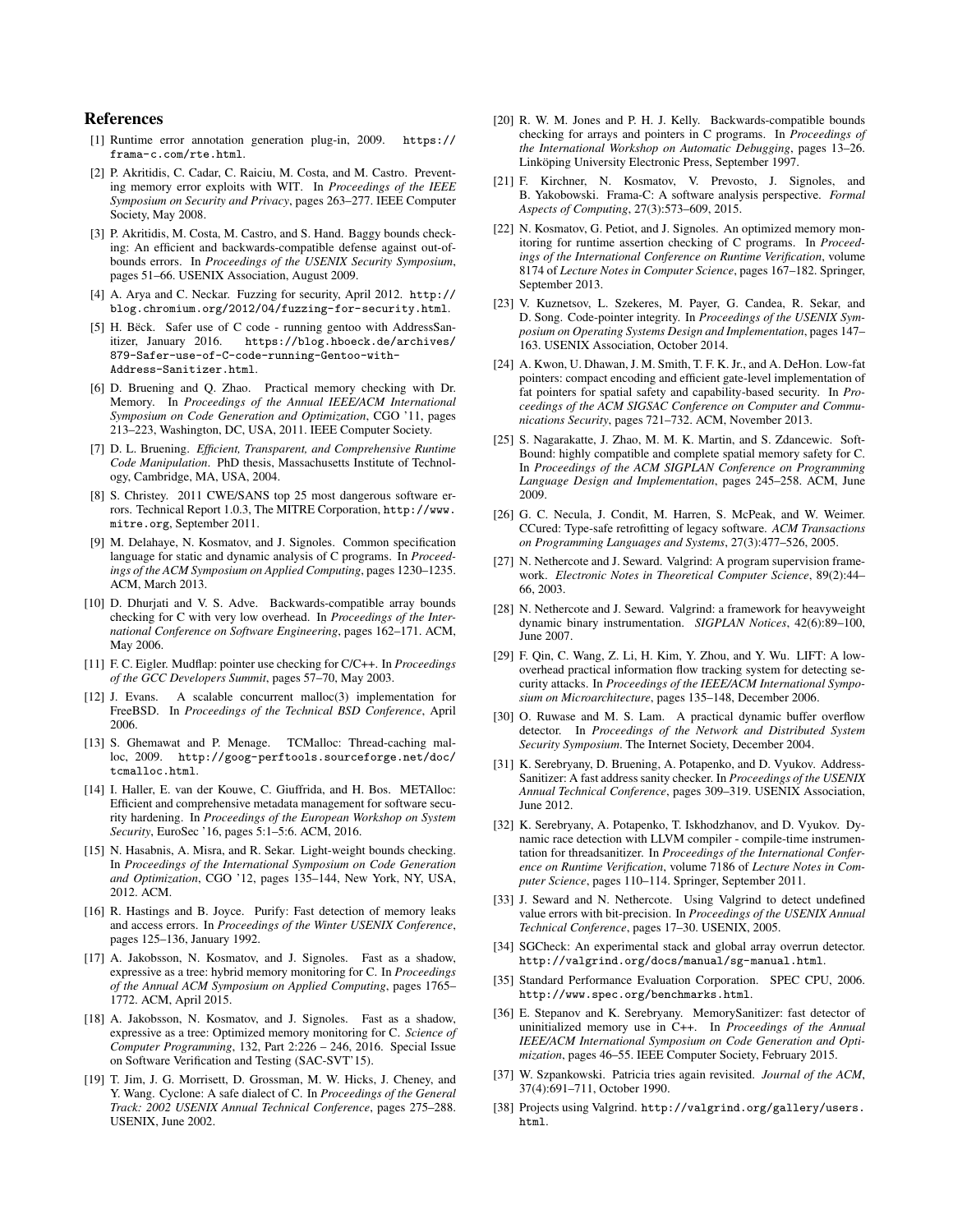## References

[1] Runtime error annotation generation plug-in, 2009. https://frama-c.com/rte.html.

[2] P. Akritidis, C. Cadar, C. Raiciu, M. Costa, and M. Castro. Preventing memory error exploits with WIT. In *Proceedings of the IEEE Symposium on Security and Privacy*, pages 263–277. IEEE Computer Society, May 2008.

[3] P. Akritidis, M. Costa, M. Castro, and S. Hand. Baggy bounds checking: An efficient and backwards-compatible defense against out-of-bounds errors. In *Proceedings of the USENIX Security Symposium*, pages 51–66. USENIX Association, August 2009.

[4] A. Arya and C. Neckar. Fuzzing for security, April 2012. http://blog.chromium.org/2012/04/fuzzing-for-security.html.

[5] H. Böck. Safer use of C code - running gentoo with AddressSanitizer, January 2016. https://blog.hboeck.de/archives/879-Safer-use-of-C-code-running-Gentoo-with-Address-Sanitizer.html.

[6] D. Bruening and Q. Zhao. Practical memory checking with Dr. Memory. In *Proceedings of the Annual IEEE/ACM International Symposium on Code Generation and Optimization*, CGO '11, pages 213–223, Washington, DC, USA, 2011. IEEE Computer Society.

[7] D. L. Bruening. *Efficient, Transparent, and Comprehensive Runtime Code Manipulation*. PhD thesis, Massachusetts Institute of Technology, Cambridge, MA, USA, 2004.

[8] S. Christey. 2011 CWE/SANS top 25 most dangerous software errors. Technical Report 1.0.3, The MITRE Corporation, http://www.mitre.org, September 2011.

[9] M. Delahaye, N. Kosmatov, and J. Signoles. Common specification language for static and dynamic analysis of C programs. In *Proceedings of the ACM Symposium on Applied Computing*, pages 1230–1235. ACM, March 2013.

[10] D. Dhurjati and V. S. Adve. Backwards-compatible array bounds checking for C with very low overhead. In *Proceedings of the International Conference on Software Engineering*, pages 162–171. ACM, May 2006.

[11] F. C. Eigler. Mudflap: pointer use checking for C/C++. In *Proceedings of the GCC Developers Summit*, pages 57–70, May 2003.

[12] J. Evans. A scalable concurrent malloc(3) implementation for FreeBSD. In *Proceedings of the Technical BSD Conference*, April 2006.

[13] S. Ghemawat and P. Menage. TCMalloc: Thread-caching malloc, 2009. http://goog-perftools.sourceforge.net/doc/tcmalloc.html.

[14] I. Haller, E. van der Kouwe, C. Giuffrida, and H. Bos. METAlloc: Efficient and comprehensive metadata management for software security hardening. In *Proceedings of the European Workshop on System Security*, EuroSec '16, pages 5:1–5:6. ACM, 2016.

[15] N. Hasabnis, A. Misra, and R. Sekar. Light-weight bounds checking. In *Proceedings of the International Symposium on Code Generation and Optimization*, CGO '12, pages 135–144, New York, NY, USA, 2012. ACM.

[16] R. Hastings and B. Joyce. Purify: Fast detection of memory leaks and access errors. In *Proceedings of the Winter USENIX Conference*, pages 125–136, January 1992.

[17] A. Jakobsson, N. Kosmatov, and J. Signoles. Fast as a shadow, expressive as a tree: hybrid memory monitoring for C. In *Proceedings of the Annual ACM Symposium on Applied Computing*, pages 1765–1772. ACM, April 2015.

[18] A. Jakobsson, N. Kosmatov, and J. Signoles. Fast as a shadow, expressive as a tree: Optimized memory monitoring for C. *Science of Computer Programming*, 132, Part 2:226 – 246, 2016. Special Issue on Software Verification and Testing (SAC-SVT'15).

[19] T. Jim, J. G. Morrisett, D. Grossman, M. W. Hicks, J. Cheney, and Y. Wang. Cyclone: A safe dialect of C. In *Proceedings of the General Track: 2002 USENIX Annual Technical Conference*, pages 275–288. USENIX, June 2002.

[20] R. W. M. Jones and P. H. J. Kelly. Backwards-compatible bounds checking for arrays and pointers in C programs. In *Proceedings of the International Workshop on Automatic Debugging*, pages 13–26. Linköping University Electronic Press, September 1997.

[21] F. Kirchner, N. Kosmatov, V. Prevosto, J. Signoles, and B. Yakobowski. Frama-C: A software analysis perspective. *Formal Aspects of Computing*, 27(3):573–609, 2015.

[22] N. Kosmatov, G. Petiot, and J. Signoles. An optimized memory monitoring for runtime assertion checking of C programs. In *Proceedings of the International Conference on Runtime Verification*, volume 8174 of *Lecture Notes in Computer Science*, pages 167–182. Springer, September 2013.

[23] V. Kuznetsov, L. Szekeres, M. Payer, G. Candea, R. Sekar, and D. Song. Code-pointer integrity. In *Proceedings of the USENIX Symposium on Operating Systems Design and Implementation*, pages 147–163. USENIX Association, October 2014.

[24] A. Kwon, U. Dhawan, J. M. Smith, T. F. K. Jr., and A. DeHon. Low-fat pointers: compact encoding and efficient gate-level implementation of fat pointers for spatial safety and capability-based security. In *Proceedings of the ACM SIGSAC Conference on Computer and Communications Security*, pages 721–732. ACM, November 2013.

[25] S. Nagarakatte, J. Zhao, M. M. K. Martin, and S. Zdancewic. SoftBound: highly compatible and complete spatial memory safety for C. In *Proceedings of the ACM SIGPLAN Conference on Programming Language Design and Implementation*, pages 245–258. ACM, June 2009.

[26] G. C. Necula, J. Condit, M. Harren, S. McPeak, and W. Weimer. CCured: Type-safe retrofitting of legacy software. *ACM Transactions on Programming Languages and Systems*, 27(3):477–526, 2005.

[27] N. Nethercote and J. Seward. Valgrind: A program supervision framework. *Electronic Notes in Theoretical Computer Science*, 89(2):44–66, 2003.

[28] N. Nethercote and J. Seward. Valgrind: a framework for heavyweight dynamic binary instrumentation. *SIGPLAN Notices*, 42(6):89–100, June 2007.

[29] F. Qin, C. Wang, Z. Li, H. Kim, Y. Zhou, and Y. Wu. LIFT: A low-overhead practical information flow tracking system for detecting security attacks. In *Proceedings of the IEEE/ACM International Symposium on Microarchitecture*, pages 135–148, December 2006.

[30] O. Ruwase and M. S. Lam. A practical dynamic buffer overflow detector. In *Proceedings of the Network and Distributed System Security Symposium*. The Internet Society, December 2004.

[31] K. Serebryany, D. Bruening, A. Potapenko, and D. Vyukov. AddressSanitizer: A fast address sanity checker. In *Proceedings of the USENIX Annual Technical Conference*, pages 309–319. USENIX Association, June 2012.

[32] K. Serebryany, A. Potapenko, T. Iskhodzhanov, and D. Vyukov. Dynamic race detection with LLVM compiler - compile-time instrumentation for threadsanitizer. In *Proceedings of the International Conference on Runtime Verification*, volume 7186 of *Lecture Notes in Computer Science*, pages 110–114. Springer, September 2011.

[33] J. Seward and N. Nethercote. Using Valgrind to detect undefined value errors with bit-precision. In *Proceedings of the USENIX Annual Technical Conference*, pages 17–30. USENIX, 2005.

[34] SGCheck: An experimental stack and global array overrun detector. http://valgrind.org/docs/manual/sg-manual.html.

[35] Standard Performance Evaluation Corporation. SPEC CPU, 2006. http://www.spec.org/benchmarks.html.

[36] E. Stepanov and K. Serebryany. MemorySanitizer: fast detector of uninitialized memory use in C++. In *Proceedings of the Annual IEEE/ACM International Symposium on Code Generation and Optimization*, pages 46–55. IEEE Computer Society, February 2015.

[37] W. Szpankowski. Patricia tries again revisited. *Journal of the ACM*, 37(4):691–711, October 1990.

[38] Projects using Valgrind. http://valgrind.org/gallery/users.html.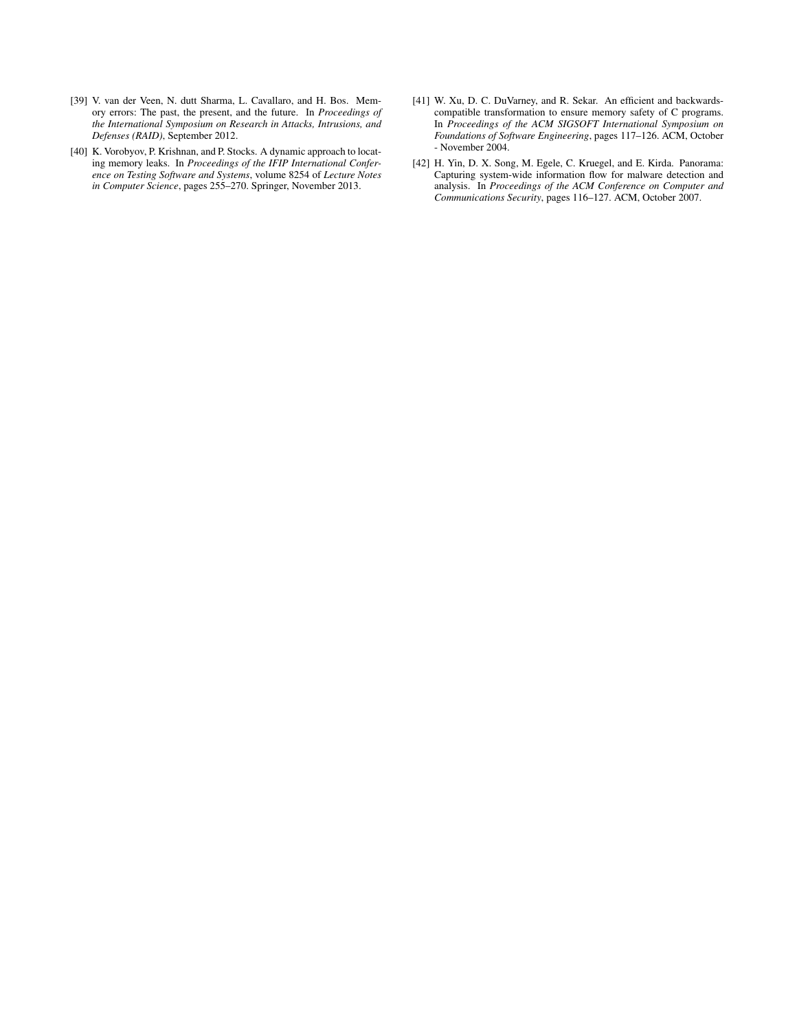[39] V. van der Veen, N. dutt Sharma, L. Cavallaro, and H. Bos. Memory errors: The past, the present, and the future. In *Proceedings of the International Symposium on Research in Attacks, Intrusions, and Defenses (RAID)*, September 2012.

[40] K. Vorobyov, P. Krishnan, and P. Stocks. A dynamic approach to locating memory leaks. In *Proceedings of the IFIP International Conference on Testing Software and Systems*, volume 8254 of *Lecture Notes in Computer Science*, pages 255–270. Springer, November 2013.

[41] W. Xu, D. C. DuVarney, and R. Sekar. An efficient and backwards-compatible transformation to ensure memory safety of C programs. In *Proceedings of the ACM SIGSOFT International Symposium on Foundations of Software Engineering*, pages 117–126. ACM, October - November 2004.

[42] H. Yin, D. X. Song, M. Egele, C. Kruegel, and E. Kirda. Panorama: Capturing system-wide information flow for malware detection and analysis. In *Proceedings of the ACM Conference on Computer and Communications Security*, pages 116–127. ACM, October 2007.